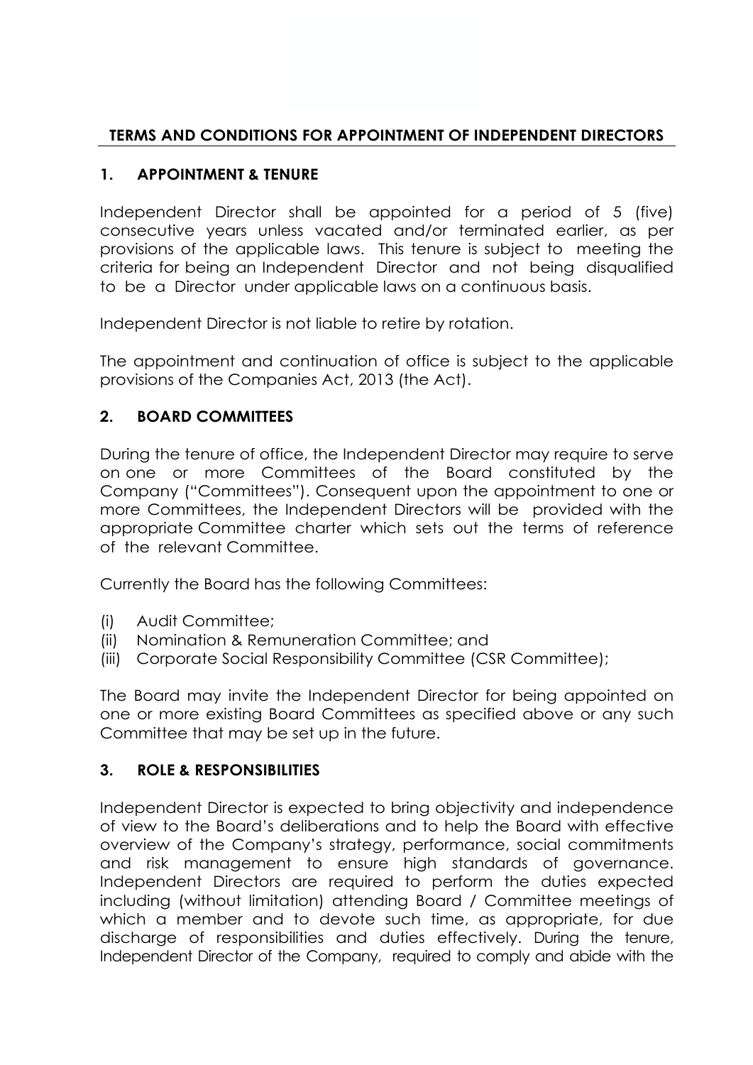# TERMS AND CONDITIONS FOR APPOINTMENT OF INDEPENDENT DIRECTORS

## 1. APPOINTMENT & TENURE

Independent Director shall be appointed for a period of 5 (five) consecutive years unless vacated and/or terminated earlier, as per provisions of the applicable laws. This tenure is subject to meeting the criteria for being an Independent Director and not being disqualified to be a Director under applicable laws on a continuous basis.

Independent Director is not liable to retire by rotation.

The appointment and continuation of office is subject to the applicable provisions of the Companies Act, 2013 (the Act).

## 2. BOARD COMMITTEES

During the tenure of office, the Independent Director may require to serve on one or more Committees of the Board constituted by the Company ("Committees"). Consequent upon the appointment to one or more Committees, the Independent Directors will be provided with the appropriate Committee charter which sets out the terms of reference of the relevant Committee.

Currently the Board has the following Committees:

(i) Audit Committee;
(ii) Nomination & Remuneration Committee; and
(iii) Corporate Social Responsibility Committee (CSR Committee);

The Board may invite the Independent Director for being appointed on one or more existing Board Committees as specified above or any such Committee that may be set up in the future.

## 3. ROLE & RESPONSIBILITIES

Independent Director is expected to bring objectivity and independence of view to the Board's deliberations and to help the Board with effective overview of the Company's strategy, performance, social commitments and risk management to ensure high standards of governance. Independent Directors are required to perform the duties expected including (without limitation) attending Board / Committee meetings of which a member and to devote such time, as appropriate, for due discharge of responsibilities and duties effectively. During the tenure, Independent Director of the Company, required to comply and abide with the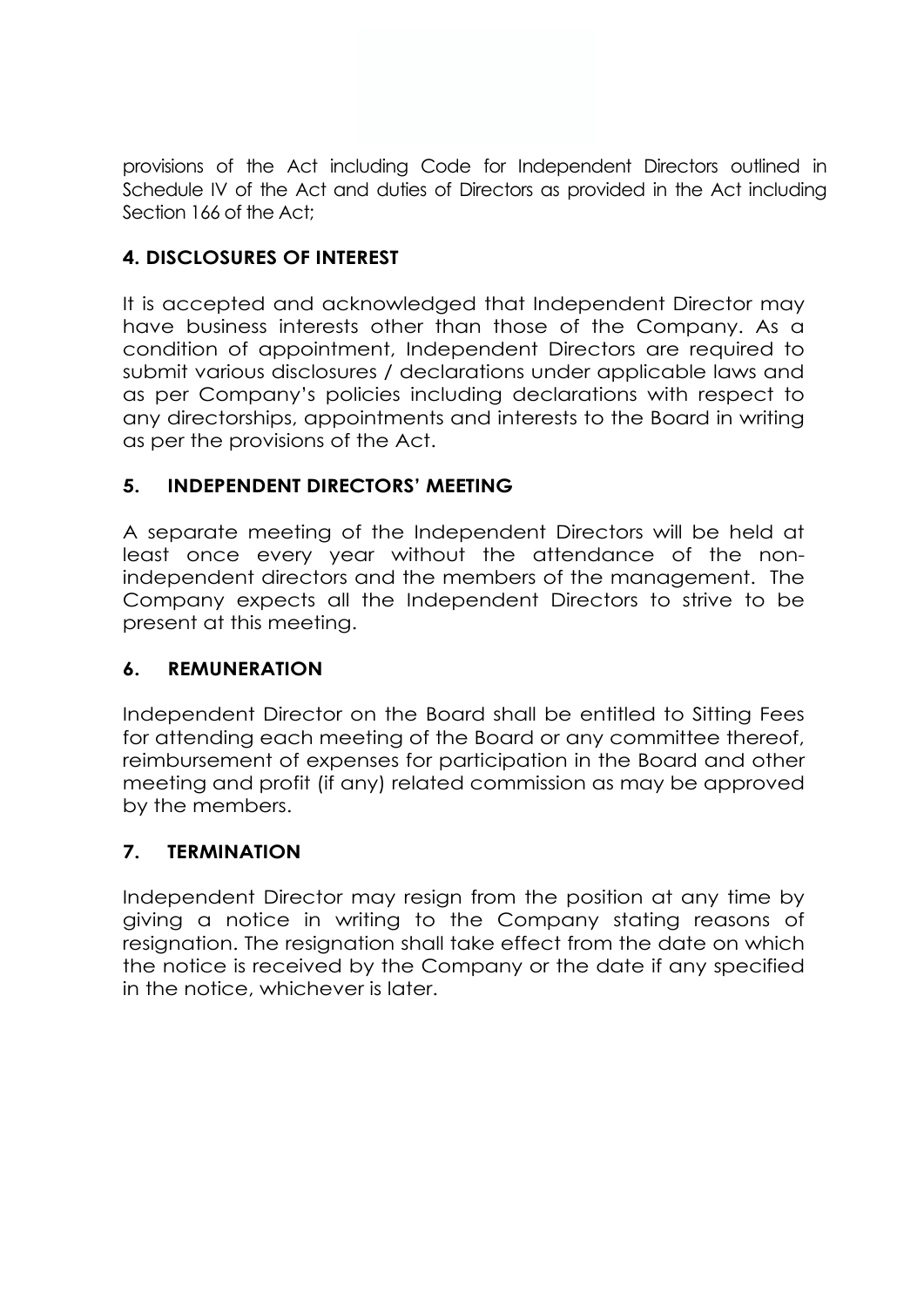provisions of the Act including Code for Independent Directors outlined in Schedule IV of the Act and duties of Directors as provided in the Act including Section 166 of the Act;

## 4. DISCLOSURES OF INTEREST

It is accepted and acknowledged that Independent Director may have business interests other than those of the Company. As a condition of appointment, Independent Directors are required to submit various disclosures / declarations under applicable laws and as per Company's policies including declarations with respect to any directorships, appointments and interests to the Board in writing as per the provisions of the Act.

## 5. INDEPENDENT DIRECTORS' MEETING

A separate meeting of the Independent Directors will be held at least once every year without the attendance of the non-independent directors and the members of the management. The Company expects all the Independent Directors to strive to be present at this meeting.

## 6. REMUNERATION

Independent Director on the Board shall be entitled to Sitting Fees for attending each meeting of the Board or any committee thereof, reimbursement of expenses for participation in the Board and other meeting and profit (if any) related commission as may be approved by the members.

## 7. TERMINATION

Independent Director may resign from the position at any time by giving a notice in writing to the Company stating reasons of resignation. The resignation shall take effect from the date on which the notice is received by the Company or the date if any specified in the notice, whichever is later.